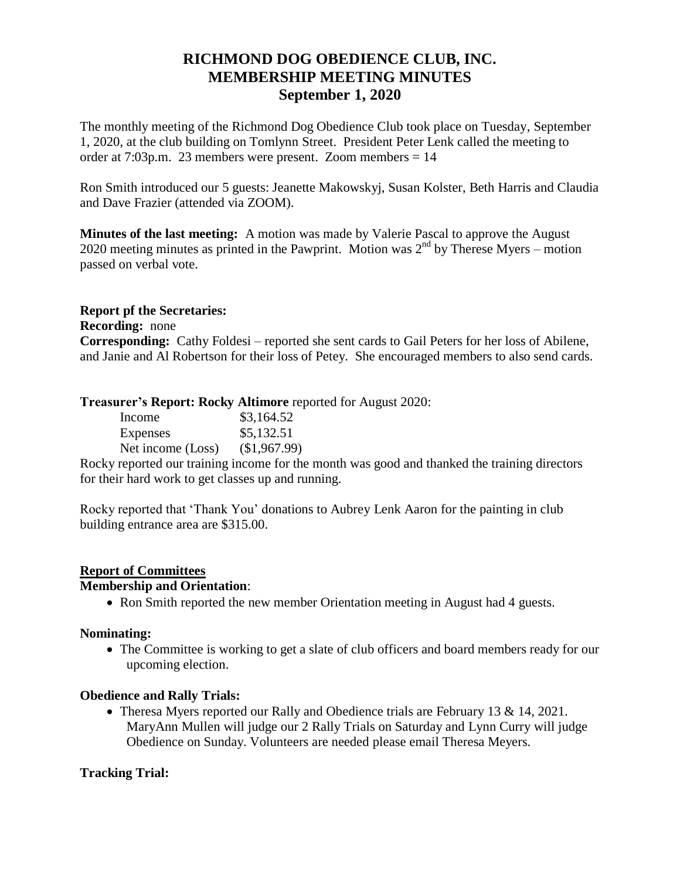# RICHMOND DOG OBEDIENCE CLUB, INC.
# MEMBERSHIP MEETING MINUTES
# September 1, 2020

The monthly meeting of the Richmond Dog Obedience Club took place on Tuesday, September 1, 2020, at the club building on Tomlynn Street. President Peter Lenk called the meeting to order at 7:03p.m. 23 members were present. Zoom members = 14

Ron Smith introduced our 5 guests: Jeanette Makowskyj, Susan Kolster, Beth Harris and Claudia and Dave Frazier (attended via ZOOM).

**Minutes of the last meeting:** A motion was made by Valerie Pascal to approve the August 2020 meeting minutes as printed in the Pawprint. Motion was 2nd by Therese Myers – motion passed on verbal vote.

**Report pf the Secretaries:**

**Recording:** none

**Corresponding:** Cathy Foldesi – reported she sent cards to Gail Peters for her loss of Abilene, and Janie and Al Robertson for their loss of Petey. She encouraged members to also send cards.

**Treasurer's Report: Rocky Altimore** reported for August 2020:

| | |
|---|---|
| Income | \$3,164.52 |
| Expenses | \$5,132.51 |
| Net income (Loss) | (\$1,967.99) |

Rocky reported our training income for the month was good and thanked the training directors for their hard work to get classes up and running.

Rocky reported that 'Thank You' donations to Aubrey Lenk Aaron for the painting in club building entrance area are \$315.00.

## Report of Committees

**Membership and Orientation**:

- Ron Smith reported the new member Orientation meeting in August had 4 guests.

**Nominating:**

- The Committee is working to get a slate of club officers and board members ready for our upcoming election.

**Obedience and Rally Trials:**

- Theresa Myers reported our Rally and Obedience trials are February 13 & 14, 2021. MaryAnn Mullen will judge our 2 Rally Trials on Saturday and Lynn Curry will judge Obedience on Sunday. Volunteers are needed please email Theresa Meyers.

**Tracking Trial:**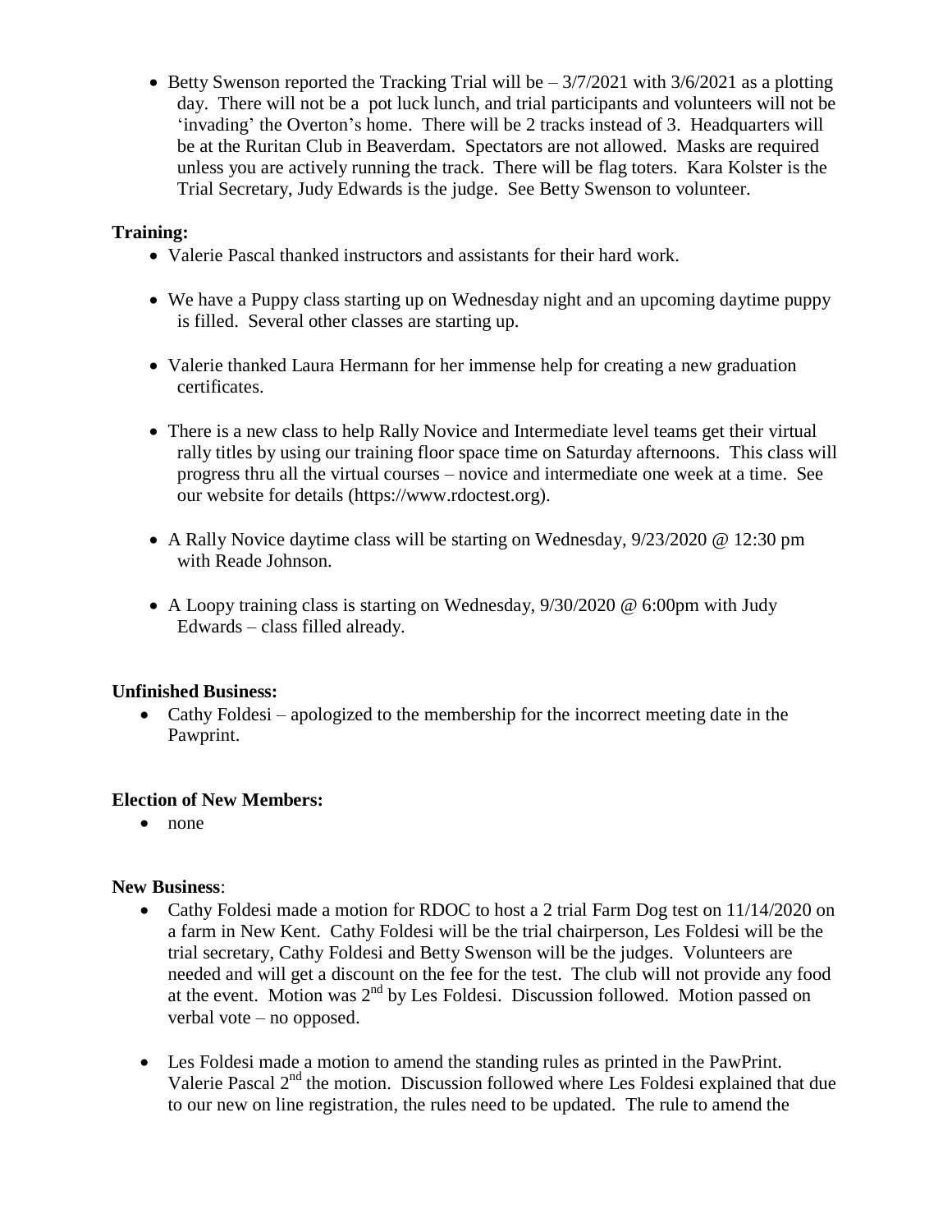- Betty Swenson reported the Tracking Trial will be – 3/7/2021 with 3/6/2021 as a plotting day. There will not be a pot luck lunch, and trial participants and volunteers will not be 'invading' the Overton's home. There will be 2 tracks instead of 3. Headquarters will be at the Ruritan Club in Beaverdam. Spectators are not allowed. Masks are required unless you are actively running the track. There will be flag toters. Kara Kolster is the Trial Secretary, Judy Edwards is the judge. See Betty Swenson to volunteer.

**Training:**

- Valerie Pascal thanked instructors and assistants for their hard work.
- We have a Puppy class starting up on Wednesday night and an upcoming daytime puppy is filled. Several other classes are starting up.
- Valerie thanked Laura Hermann for her immense help for creating a new graduation certificates.
- There is a new class to help Rally Novice and Intermediate level teams get their virtual rally titles by using our training floor space time on Saturday afternoons. This class will progress thru all the virtual courses – novice and intermediate one week at a time. See our website for details (https://www.rdoctest.org).
- A Rally Novice daytime class will be starting on Wednesday, 9/23/2020 @ 12:30 pm with Reade Johnson.
- A Loopy training class is starting on Wednesday, 9/30/2020 @ 6:00pm with Judy Edwards – class filled already.

**Unfinished Business:**

- Cathy Foldesi – apologized to the membership for the incorrect meeting date in the Pawprint.

**Election of New Members:**

- none

**New Business**:

- Cathy Foldesi made a motion for RDOC to host a 2 trial Farm Dog test on 11/14/2020 on a farm in New Kent. Cathy Foldesi will be the trial chairperson, Les Foldesi will be the trial secretary, Cathy Foldesi and Betty Swenson will be the judges. Volunteers are needed and will get a discount on the fee for the test. The club will not provide any food at the event. Motion was 2nd by Les Foldesi. Discussion followed. Motion passed on verbal vote – no opposed.
- Les Foldesi made a motion to amend the standing rules as printed in the PawPrint. Valerie Pascal 2nd the motion. Discussion followed where Les Foldesi explained that due to our new on line registration, the rules need to be updated. The rule to amend the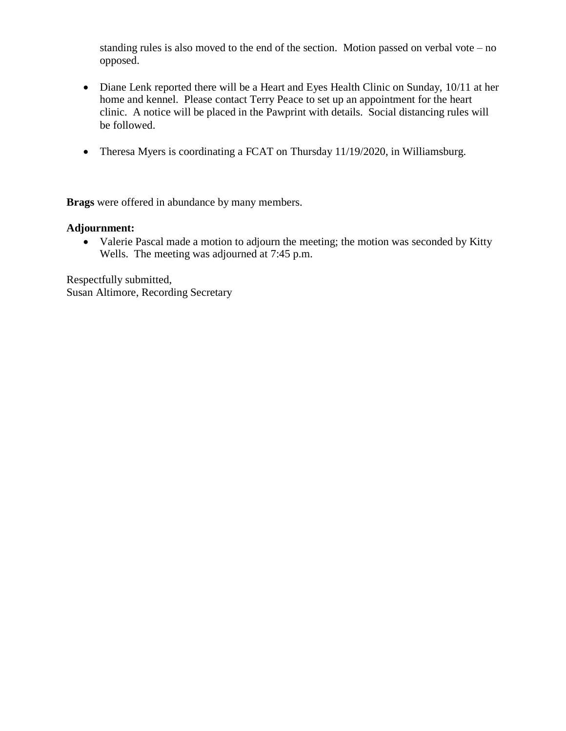standing rules is also moved to the end of the section. Motion passed on verbal vote – no opposed.

- Diane Lenk reported there will be a Heart and Eyes Health Clinic on Sunday, 10/11 at her home and kennel. Please contact Terry Peace to set up an appointment for the heart clinic. A notice will be placed in the Pawprint with details. Social distancing rules will be followed.

- Theresa Myers is coordinating a FCAT on Thursday 11/19/2020, in Williamsburg.

**Brags** were offered in abundance by many members.

**Adjournment:**

- Valerie Pascal made a motion to adjourn the meeting; the motion was seconded by Kitty Wells. The meeting was adjourned at 7:45 p.m.

Respectfully submitted,
Susan Altimore, Recording Secretary